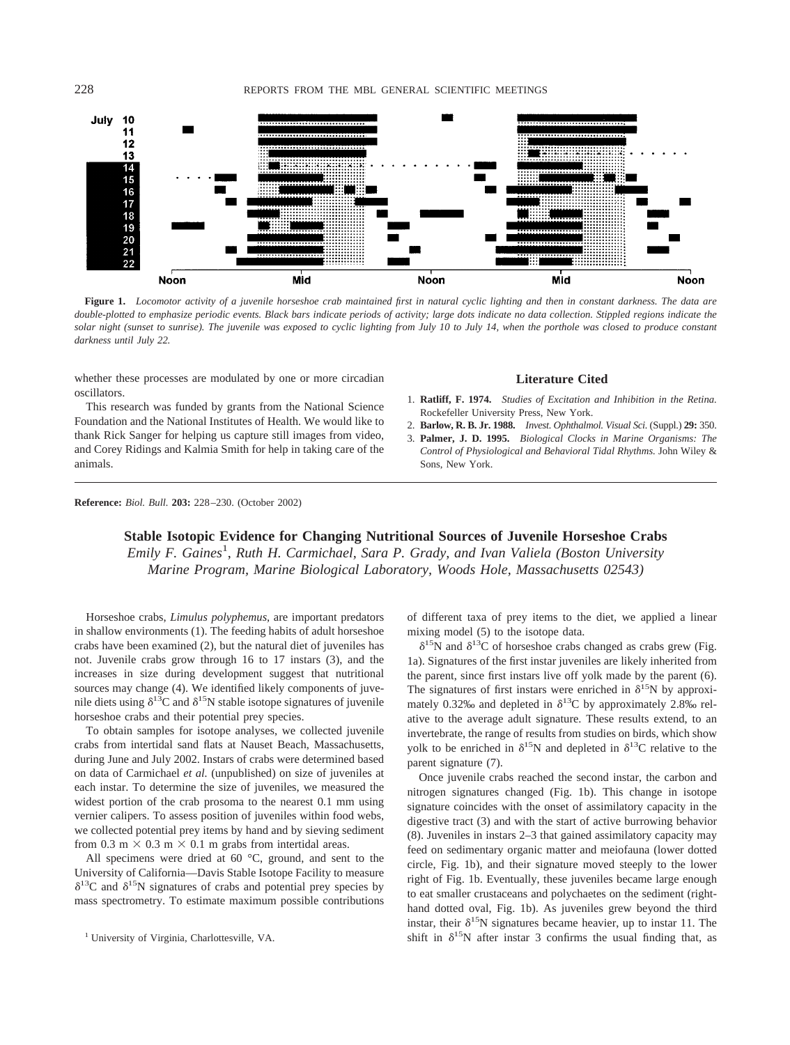**Figure 1.** *Locomotor activity of a juvenile horseshoe crab maintained first in natural cyclic lighting and then in constant darkness. The data are double-plotted to emphasize periodic events. Black bars indicate periods of activity; large dots indicate no data collection. Stippled regions indicate the solar night (sunset to sunrise). The juvenile was exposed to cyclic lighting from July 10 to July 14, when the porthole was closed to produce constant darkness until July 22.*

whether these processes are modulated by one or more circadian oscillators.

This research was funded by grants from the National Science Foundation and the National Institutes of Health. We would like to thank Rick Sanger for helping us capture still images from video, and Corey Ridings and Kalmia Smith for help in taking care of the animals.

### Literature Cited

1. **Ratliff, F. 1974.** *Studies of Excitation and Inhibition in the Retina.* Rockefeller University Press, New York.
2. **Barlow, R. B. Jr. 1988.** *Invest. Ophthalmol. Visual Sci.* (Suppl.) **29:** 350.
3. **Palmer, J. D. 1995.** *Biological Clocks in Marine Organisms: The Control of Physiological and Behavioral Tidal Rhythms.* John Wiley & Sons, New York.

---

**Reference:** *Biol. Bull.* **203:** 228–230. (October 2002)

## Stable Isotopic Evidence for Changing Nutritional Sources of Juvenile Horseshoe Crabs

*Emily F. Gaines*[1], *Ruth H. Carmichael, Sara P. Grady, and Ivan Valiela (Boston University Marine Program, Marine Biological Laboratory, Woods Hole, Massachusetts 02543)*

Horseshoe crabs, *Limulus polyphemus*, are important predators in shallow environments (1). The feeding habits of adult horseshoe crabs have been examined (2), but the natural diet of juveniles has not. Juvenile crabs grow through 16 to 17 instars (3), and the increases in size during development suggest that nutritional sources may change (4). We identified likely components of juvenile diets using $\delta^{13}C$ and $\delta^{15}N$ stable isotope signatures of juvenile horseshoe crabs and their potential prey species.

To obtain samples for isotope analyses, we collected juvenile crabs from intertidal sand flats at Nauset Beach, Massachusetts, during June and July 2002. Instars of crabs were determined based on data of Carmichael *et al.* (unpublished) on size of juveniles at each instar. To determine the size of juveniles, we measured the widest portion of the crab prosoma to the nearest 0.1 mm using vernier calipers. To assess position of juveniles within food webs, we collected potential prey items by hand and by sieving sediment from 0.3 m × 0.3 m × 0.1 m grabs from intertidal areas.

All specimens were dried at 60 °C, ground, and sent to the University of California—Davis Stable Isotope Facility to measure $\delta^{13}C$ and $\delta^{15}N$ signatures of crabs and potential prey species by mass spectrometry. To estimate maximum possible contributions of different taxa of prey items to the diet, we applied a linear mixing model (5) to the isotope data.

$\delta^{15}N$ and $\delta^{13}C$ of horseshoe crabs changed as crabs grew (Fig. 1a). Signatures of the first instar juveniles are likely inherited from the parent, since first instars live off yolk made by the parent (6). The signatures of first instars were enriched in $\delta^{15}N$ by approximately 0.32‰ and depleted in $\delta^{13}C$ by approximately 2.8‰ relative to the average adult signature. These results extend, to an invertebrate, the range of results from studies on birds, which show yolk to be enriched in $\delta^{15}N$ and depleted in $\delta^{13}C$ relative to the parent signature (7).

Once juvenile crabs reached the second instar, the carbon and nitrogen signatures changed (Fig. 1b). This change in isotope signature coincides with the onset of assimilatory capacity in the digestive tract (3) and with the start of active burrowing behavior (8). Juveniles in instars 2–3 that gained assimilatory capacity may feed on sedimentary organic matter and meiofauna (lower dotted circle, Fig. 1b), and their signature moved steeply to the lower right of Fig. 1b. Eventually, these juveniles became large enough to eat smaller crustaceans and polychaetes on the sediment (right-hand dotted oval, Fig. 1b). As juveniles grew beyond the third instar, their $\delta^{15}N$ signatures became heavier, up to instar 11. The shift in $\delta^{15}N$ after instar 3 confirms the usual finding that, as

[1] University of Virginia, Charlottesville, VA.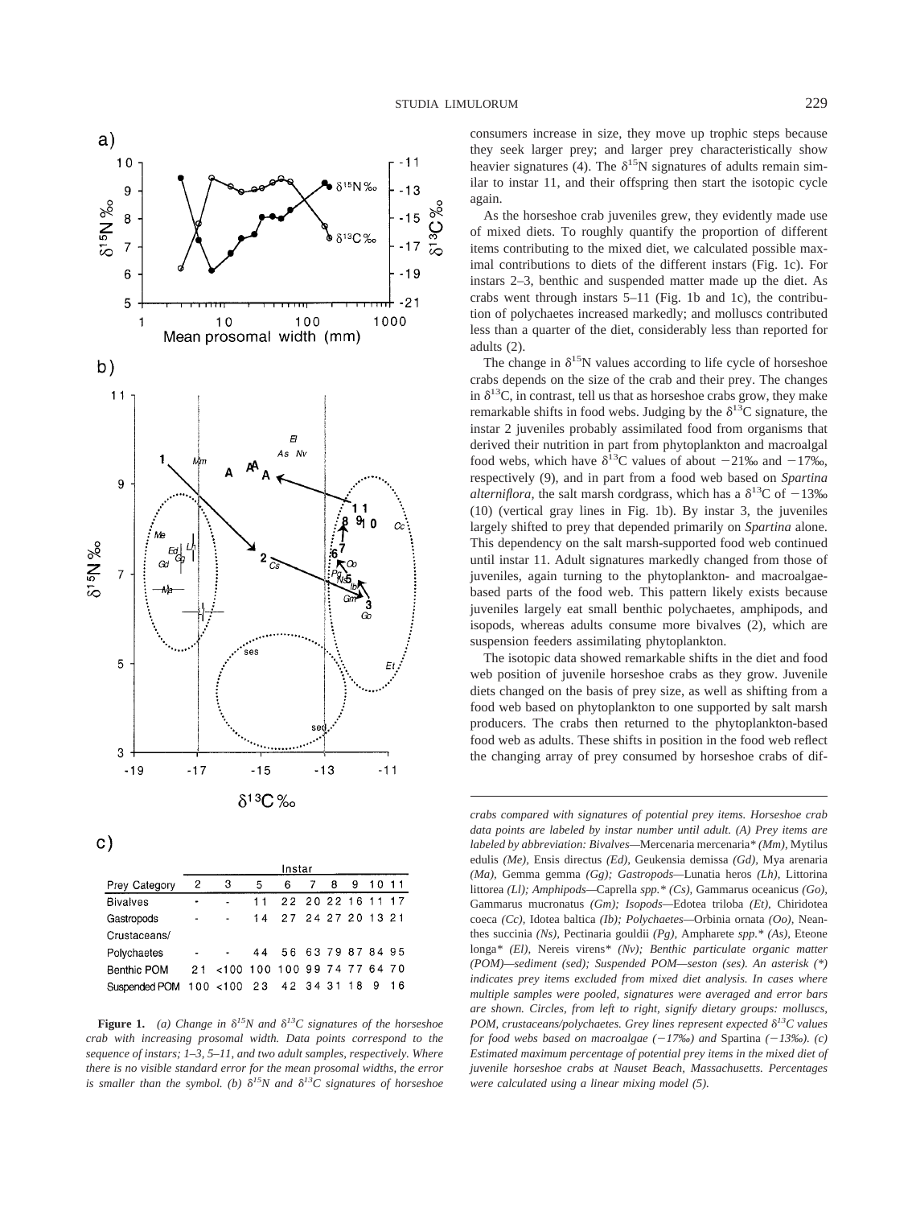consumers increase in size, they move up trophic steps because they seek larger prey; and larger prey characteristically show heavier signatures (4). The $\delta^{15}N$ signatures of adults remain similar to instar 11, and their offspring then start the isotopic cycle again.

As the horseshoe crab juveniles grew, they evidently made use of mixed diets. To roughly quantify the proportion of different items contributing to the mixed diet, we calculated possible maximal contributions to diets of the different instars (Fig. 1c). For instars 2–3, benthic and suspended matter made up the diet. As crabs went through instars 5–11 (Fig. 1b and 1c), the contribution of polychaetes increased markedly; and molluscs contributed less than a quarter of the diet, considerably less than reported for adults (2).

The change in $\delta^{15}N$ values according to life cycle of horseshoe crabs depends on the size of the crab and their prey. The changes in $\delta^{13}C$, in contrast, tell us that as horseshoe crabs grow, they make remarkable shifts in food webs. Judging by the $\delta^{13}C$ signature, the instar 2 juveniles probably assimilated food from organisms that derived their nutrition in part from phytoplankton and macroalgal food webs, which have $\delta^{13}C$ values of about −21‰ and −17‰, respectively (9), and in part from a food web based on *Spartina alterniflora*, the salt marsh cordgrass, which has a $\delta^{13}C$ of −13‰ (10) (vertical gray lines in Fig. 1b). By instar 3, the juveniles largely shifted to prey that depended primarily on *Spartina* alone. This dependency on the salt marsh-supported food web continued until instar 11. Adult signatures markedly changed from those of juveniles, again turning to the phytoplankton- and macroalgae-based parts of the food web. This pattern likely exists because juveniles largely eat small benthic polychaetes, amphipods, and isopods, whereas adults consume more bivalves (2), which are suspension feeders assimilating phytoplankton.

The isotopic data showed remarkable shifts in the diet and food web position of juvenile horseshoe crabs as they grow. Juvenile diets changed on the basis of prey size, as well as shifting from a food web based on phytoplankton to one supported by salt marsh producers. The crabs then returned to the phytoplankton-based food web as adults. These shifts in position in the food web reflect the changing array of prey consumed by horseshoe crabs of dif-

c)

| Prey Category | Instar 2 | 3 | 5 | 6 | 7 | 8 | 9 | 10 | 11 |
|---|---|---|---|---|---|---|---|---|---|
| Bivalves | - | - | 11 | 22 | 20 | 22 | 16 | 11 | 17 |
| Gastropods | - | - | 14 | 27 | 24 | 27 | 20 | 13 | 21 |
| Crustaceans/ Polychaetes | - | - | 44 | 56 | 63 | 79 | 87 | 84 | 95 |
| Benthic POM | 21 | <100 | 100 | 100 | 99 | 74 | 77 | 64 | 70 |
| Suspended POM | 100 | <100 | 23 | 42 | 34 | 31 | 18 | 9 | 16 |

**Figure 1.** *(a) Change in $\delta^{15}N$ and $\delta^{13}C$ signatures of the horseshoe crab with increasing prosomal width. Data points correspond to the sequence of instars; 1–3, 5–11, and two adult samples, respectively. Where there is no visible standard error for the mean prosomal widths, the error is smaller than the symbol. (b) $\delta^{15}N$ and $\delta^{13}C$ signatures of horseshoe crabs compared with signatures of potential prey items. Horseshoe crab data points are labeled by instar number until adult. (A) Prey items are labeled by abbreviation: Bivalves—*Mercenaria mercenaria* (Mm), *Mytilus edulis* (Me), *Ensis directus* (Ed), *Geukensia demissa* (Gd), *Mya arenaria* (Ma), *Gemma gemma* (Gg); Gastropods—*Lunatia heros* (Lh), *Littorina littorea* (Ll); Amphipods—*Caprella spp.* (Cs), *Gammarus oceanicus* (Go), *Gammarus mucronatus* (Gm); Isopods—*Edotea triloba* (Et), *Chiridotea coeca* (Cc), *Idotea baltica* (Ib); Polychaetes—*Orbinia ornata* (Oo), *Neanthes succinia* (Ns), *Pectinaria gouldii* (Pg), *Ampharete spp.* (As), *Eteone longa* (El), *Nereis virens* (Nv); Benthic particulate organic matter (POM)—sediment (sed); Suspended POM—seston (ses). An asterisk (*) indicates prey items excluded from mixed diet analysis. In cases where multiple samples were pooled, signatures were averaged and error bars are shown. Circles, from left to right, signify dietary groups: molluscs, POM, crustaceans/polychaetes. Grey lines represent expected $\delta^{13}C$ values for food webs based on macroalgae (−17‰) and* Spartina *(−13‰). (c) Estimated maximum percentage of potential prey items in the mixed diet of juvenile horseshoe crabs at Nauset Beach, Massachusetts. Percentages were calculated using a linear mixing model (5).*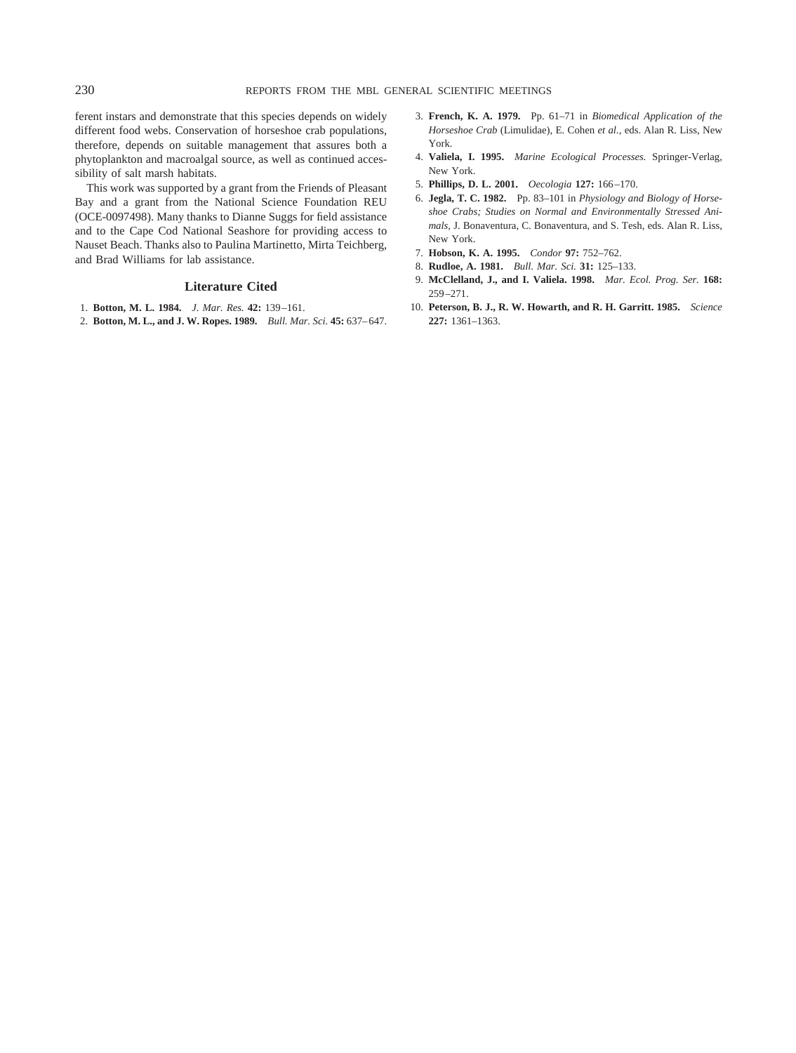ferent instars and demonstrate that this species depends on widely different food webs. Conservation of horseshoe crab populations, therefore, depends on suitable management that assures both a phytoplankton and macroalgal source, as well as continued accessibility of salt marsh habitats.

This work was supported by a grant from the Friends of Pleasant Bay and a grant from the National Science Foundation REU (OCE-0097498). Many thanks to Dianne Suggs for field assistance and to the Cape Cod National Seashore for providing access to Nauset Beach. Thanks also to Paulina Martinetto, Mirta Teichberg, and Brad Williams for lab assistance.

## Literature Cited

1. **Botton, M. L. 1984.** *J. Mar. Res.* **42:** 139–161.
2. **Botton, M. L., and J. W. Ropes. 1989.** *Bull. Mar. Sci.* **45:** 637–647.
3. **French, K. A. 1979.** Pp. 61–71 in *Biomedical Application of the Horseshoe Crab* (Limulidae), E. Cohen *et al.*, eds. Alan R. Liss, New York.
4. **Valiela, I. 1995.** *Marine Ecological Processes.* Springer-Verlag, New York.
5. **Phillips, D. L. 2001.** *Oecologia* **127:** 166–170.
6. **Jegla, T. C. 1982.** Pp. 83–101 in *Physiology and Biology of Horseshoe Crabs; Studies on Normal and Environmentally Stressed Animals*, J. Bonaventura, C. Bonaventura, and S. Tesh, eds. Alan R. Liss, New York.
7. **Hobson, K. A. 1995.** *Condor* **97:** 752–762.
8. **Rudloe, A. 1981.** *Bull. Mar. Sci.* **31:** 125–133.
9. **McClelland, J., and I. Valiela. 1998.** *Mar. Ecol. Prog. Ser.* **168:** 259–271.
10. **Peterson, B. J., R. W. Howarth, and R. H. Garritt. 1985.** *Science* **227:** 1361–1363.